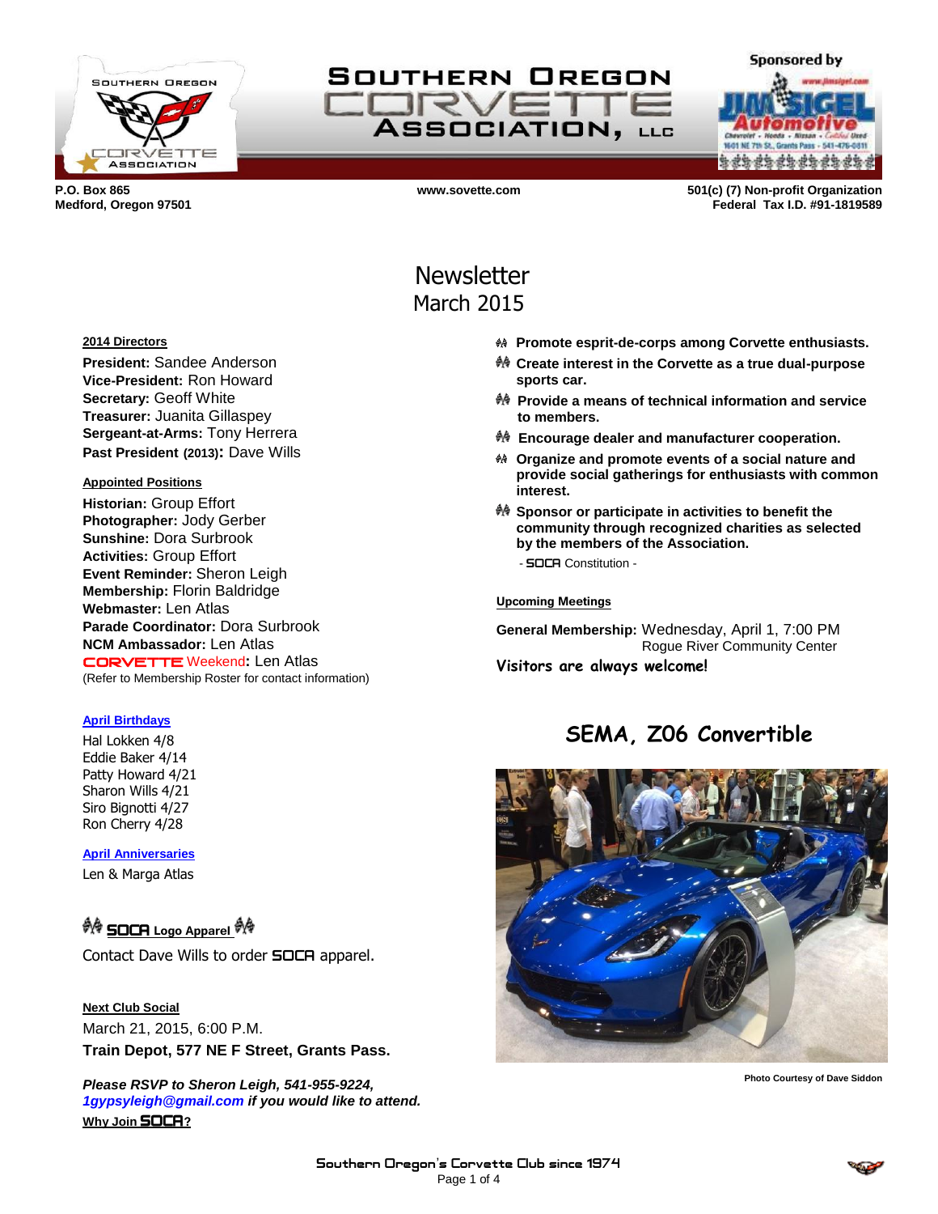# SOUTHERN OREGON CORVETTE ASSOCIATION, LLC

Sponsored by Jim Sigel Automotive

**P.O. Box 865**
**Medford, Oregon 97501**

**www.sovette.com**

**501(c) (7) Non-profit Organization**
**Federal Tax I.D. #91-1819589**

## Newsletter
## March 2015

**2014 Directors**

**President:** Sandee Anderson
**Vice-President:** Ron Howard
**Secretary:** Geoff White
**Treasurer:** Juanita Gillaspey
**Sergeant-at-Arms:** Tony Herrera
**Past President (2013):** Dave Wills

**Appointed Positions**

**Historian:** Group Effort
**Photographer:** Jody Gerber
**Sunshine:** Dora Surbrook
**Activities:** Group Effort
**Event Reminder:** Sheron Leigh
**Membership:** Florin Baldridge
**Webmaster:** Len Atlas
**Parade Coordinator:** Dora Surbrook
**NCM Ambassador:** Len Atlas
CORVETTE Weekend**:** Len Atlas
(Refer to Membership Roster for contact information)

**April Birthdays**

Hal Lokken 4/8
Eddie Baker 4/14
Patty Howard 4/21
Sharon Wills 4/21
Siro Bignotti 4/27
Ron Cherry 4/28

**April Anniversaries**

Len & Marga Atlas

**SOCA Logo Apparel**

Contact Dave Wills to order SOCA apparel.

**Next Club Social**

March 21, 2015, 6:00 P.M.
**Train Depot, 577 NE F Street, Grants Pass.**

***Please RSVP to Sheron Leigh, 541-955-9224, 1gypsyleigh@gmail.com if you would like to attend.***

**Why Join SOCA?**

- **Promote esprit-de-corps among Corvette enthusiasts.**
- **Create interest in the Corvette as a true dual-purpose sports car.**
- **Provide a means of technical information and service to members.**
- **Encourage dealer and manufacturer cooperation.**
- **Organize and promote events of a social nature and provide social gatherings for enthusiasts with common interest.**
- **Sponsor or participate in activities to benefit the community through recognized charities as selected by the members of the Association.**

- SOCA Constitution -

**Upcoming Meetings**

**General Membership:** Wednesday, April 1, 7:00 PM
Rogue River Community Center

**Visitors are always welcome!**

## SEMA, Z06 Convertible

Photo Courtesy of Dave Siddon

Southern Oregon's Corvette Club since 1974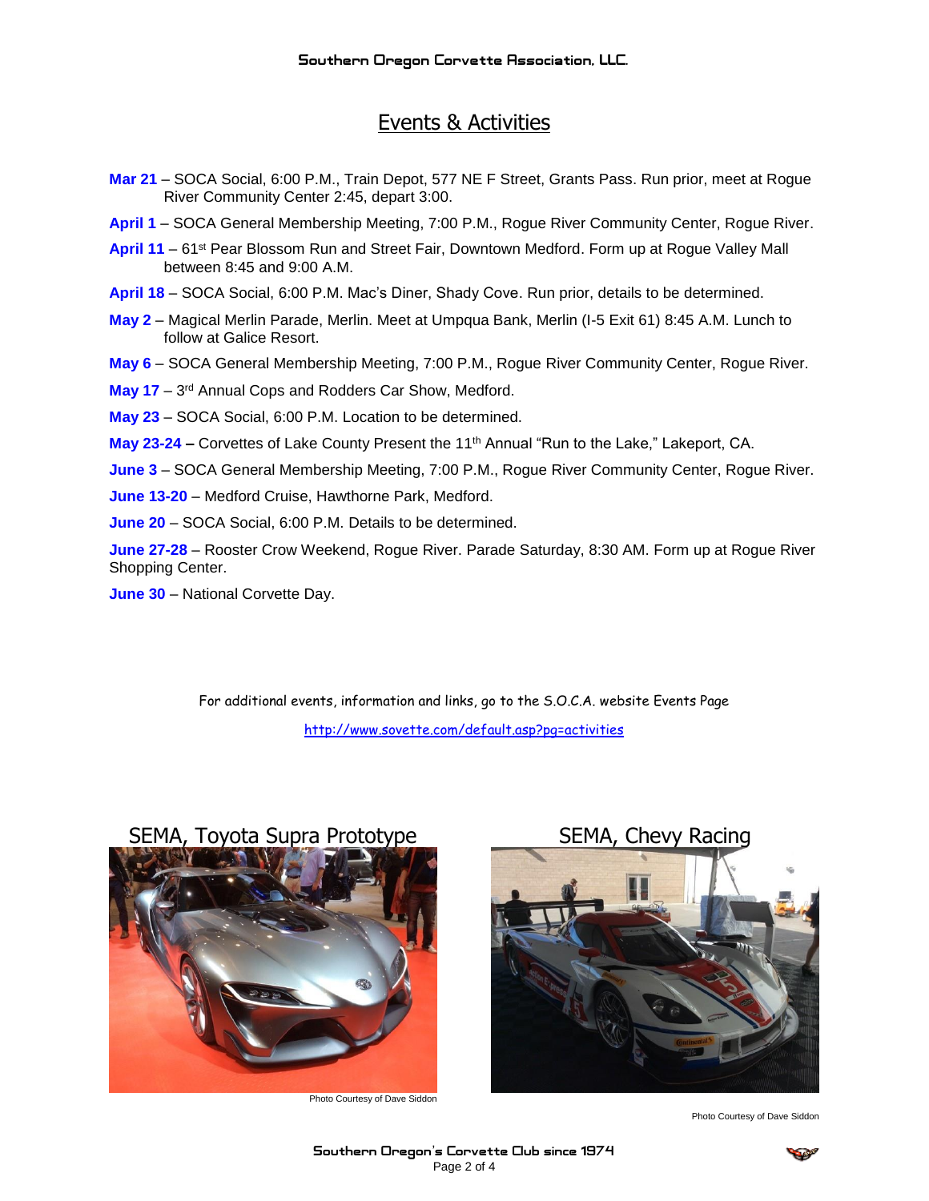## Events & Activities

**Mar 21** – SOCA Social, 6:00 P.M., Train Depot, 577 NE F Street, Grants Pass. Run prior, meet at Rogue River Community Center 2:45, depart 3:00.

**April 1** – SOCA General Membership Meeting, 7:00 P.M., Rogue River Community Center, Rogue River.

**April 11** – 61st Pear Blossom Run and Street Fair, Downtown Medford. Form up at Rogue Valley Mall between 8:45 and 9:00 A.M.

**April 18** – SOCA Social, 6:00 P.M. Mac's Diner, Shady Cove. Run prior, details to be determined.

**May 2** – Magical Merlin Parade, Merlin. Meet at Umpqua Bank, Merlin (I-5 Exit 61) 8:45 A.M. Lunch to follow at Galice Resort.

**May 6** – SOCA General Membership Meeting, 7:00 P.M., Rogue River Community Center, Rogue River.

**May 17** – 3rd Annual Cops and Rodders Car Show, Medford.

**May 23** – SOCA Social, 6:00 P.M. Location to be determined.

**May 23-24 –** Corvettes of Lake County Present the 11th Annual "Run to the Lake," Lakeport, CA.

**June 3** – SOCA General Membership Meeting, 7:00 P.M., Rogue River Community Center, Rogue River.

**June 13-20** – Medford Cruise, Hawthorne Park, Medford.

**June 20** – SOCA Social, 6:00 P.M. Details to be determined.

**June 27-28** – Rooster Crow Weekend, Rogue River. Parade Saturday, 8:30 AM. Form up at Rogue River Shopping Center.

**June 30** – National Corvette Day.

For additional events, information and links, go to the S.O.C.A. website Events Page

http://www.sovette.com/default.asp?pg=activities

SEMA, Toyota Supra Prototype

Photo Courtesy of Dave Siddon

SEMA, Chevy Racing

Photo Courtesy of Dave Siddon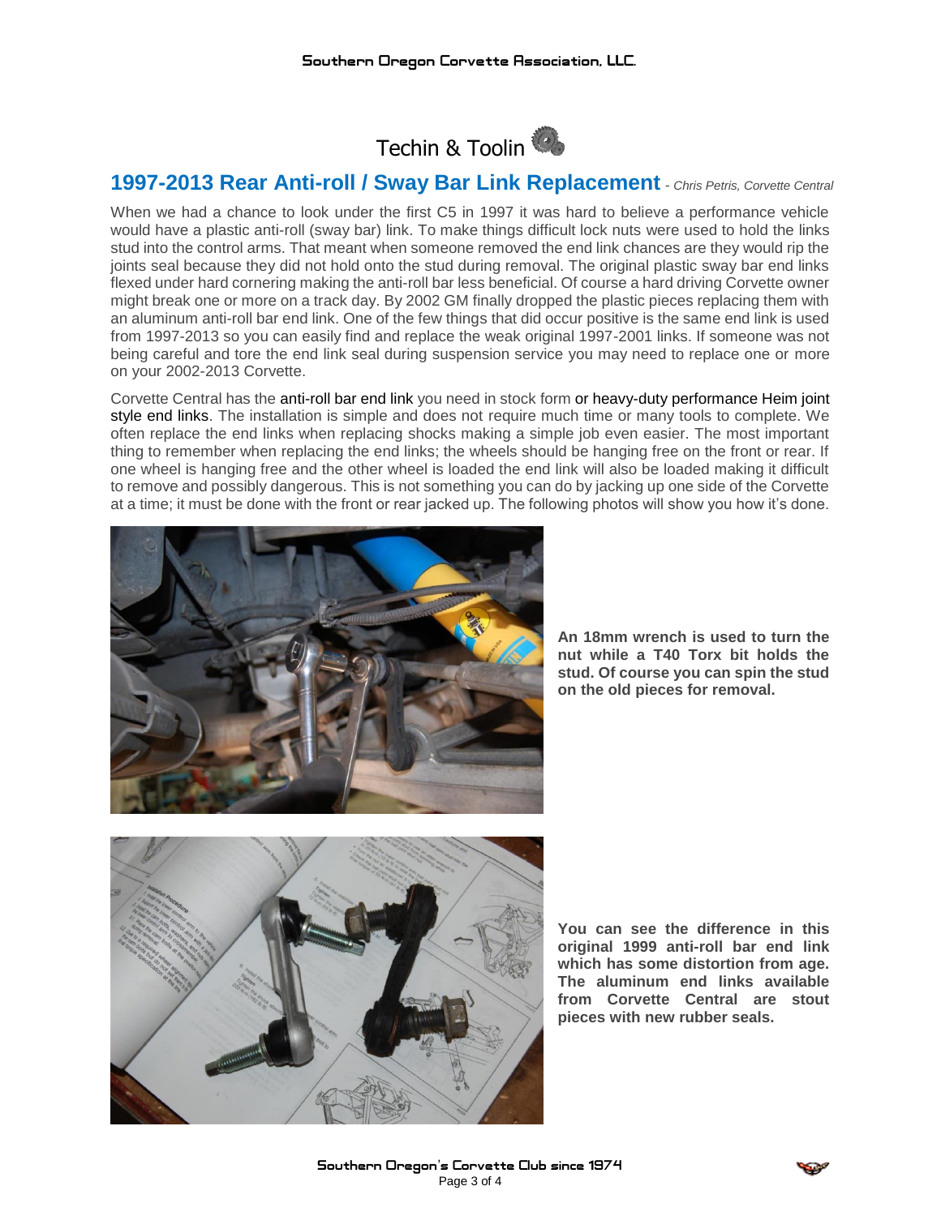Techin & Toolin

## 1997-2013 Rear Anti-roll / Sway Bar Link Replacement - *Chris Petris, Corvette Central*

When we had a chance to look under the first C5 in 1997 it was hard to believe a performance vehicle would have a plastic anti-roll (sway bar) link. To make things difficult lock nuts were used to hold the links stud into the control arms. That meant when someone removed the end link chances are they would rip the joints seal because they did not hold onto the stud during removal. The original plastic sway bar end links flexed under hard cornering making the anti-roll bar less beneficial. Of course a hard driving Corvette owner might break one or more on a track day. By 2002 GM finally dropped the plastic pieces replacing them with an aluminum anti-roll bar end link. One of the few things that did occur positive is the same end link is used from 1997-2013 so you can easily find and replace the weak original 1997-2001 links. If someone was not being careful and tore the end link seal during suspension service you may need to replace one or more on your 2002-2013 Corvette.

Corvette Central has the anti-roll bar end link you need in stock form or heavy-duty performance Heim joint style end links. The installation is simple and does not require much time or many tools to complete. We often replace the end links when replacing shocks making a simple job even easier. The most important thing to remember when replacing the end links; the wheels should be hanging free on the front or rear. If one wheel is hanging free and the other wheel is loaded the end link will also be loaded making it difficult to remove and possibly dangerous. This is not something you can do by jacking up one side of the Corvette at a time; it must be done with the front or rear jacked up. The following photos will show you how it's done.

**An 18mm wrench is used to turn the nut while a T40 Torx bit holds the stud. Of course you can spin the stud on the old pieces for removal.**

**You can see the difference in this original 1999 anti-roll bar end link which has some distortion from age. The aluminum end links available from Corvette Central are stout pieces with new rubber seals.**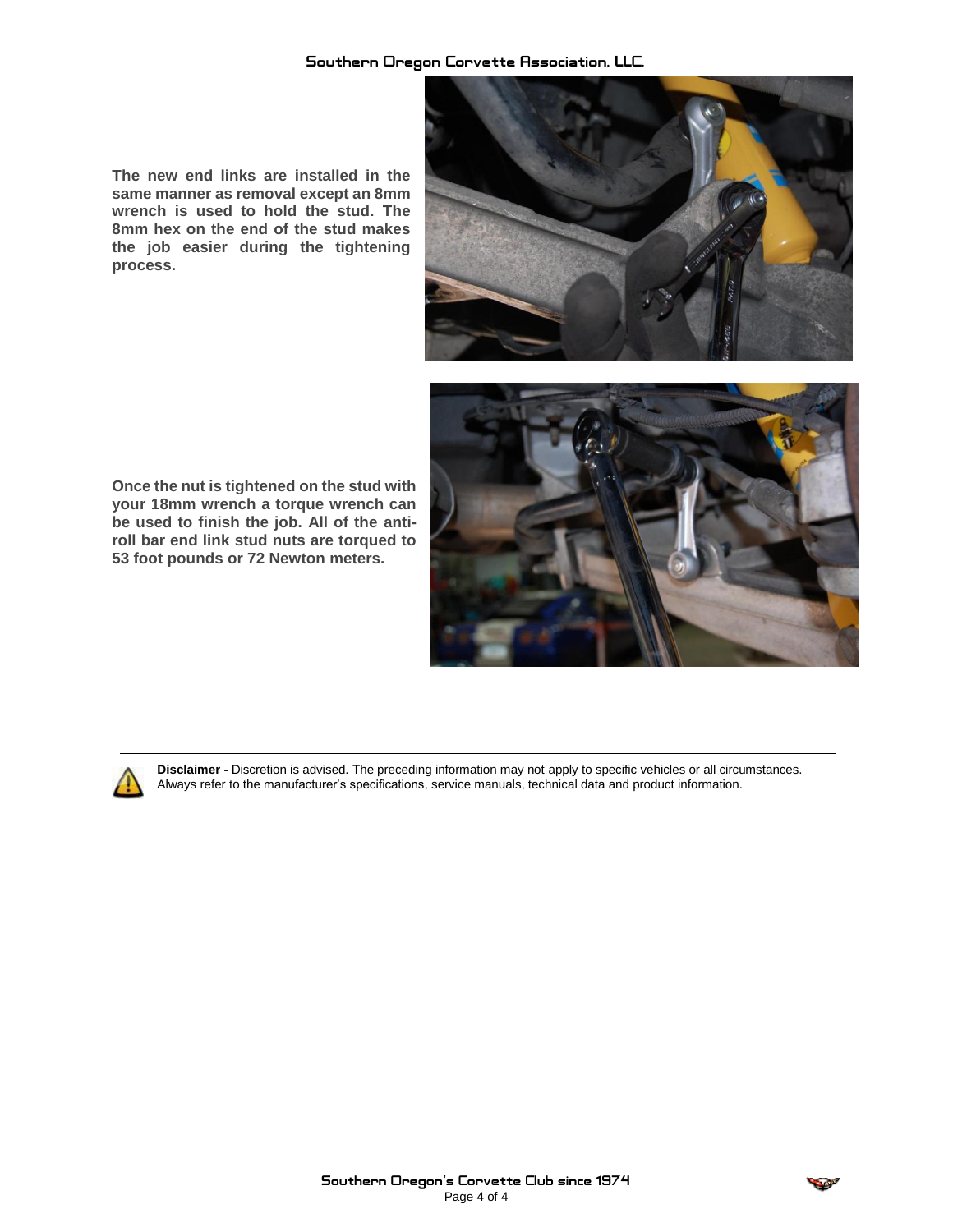The new end links are installed in the same manner as removal except an 8mm wrench is used to hold the stud. The 8mm hex on the end of the stud makes the job easier during the tightening process.

Once the nut is tightened on the stud with your 18mm wrench a torque wrench can be used to finish the job. All of the anti-roll bar end link stud nuts are torqued to 53 foot pounds or 72 Newton meters.

---

**Disclaimer -** Discretion is advised. The preceding information may not apply to specific vehicles or all circumstances. Always refer to the manufacturer's specifications, service manuals, technical data and product information.